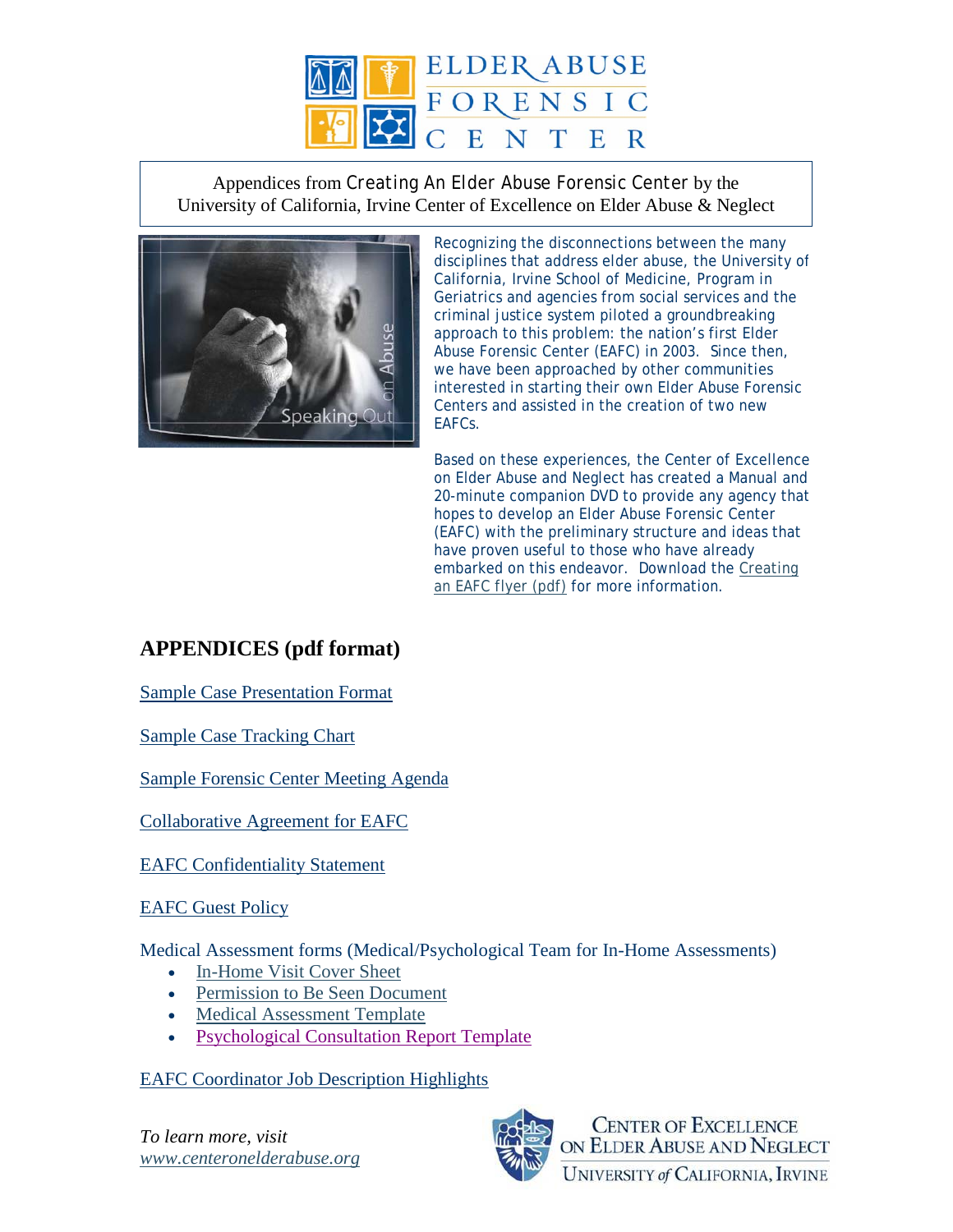# ELDER ABUSE FORENSIC CENTER

Appendices from *Creating An Elder Abuse Forensic Center* by the University of California, Irvine Center of Excellence on Elder Abuse & Neglect

Speaking Out on Abuse

Recognizing the disconnections between the many disciplines that address elder abuse, the University of California, Irvine School of Medicine, Program in Geriatrics and agencies from social services and the criminal justice system piloted a groundbreaking approach to this problem: the nation's first Elder Abuse Forensic Center (EAFC) in 2003. Since then, we have been approached by other communities interested in starting their own Elder Abuse Forensic Centers and assisted in the creation of two new EAFCs.

Based on these experiences, the Center of Excellence on Elder Abuse and Neglect has created a Manual and 20-minute companion DVD to provide any agency that hopes to develop an Elder Abuse Forensic Center (EAFC) with the preliminary structure and ideas that have proven useful to those who have already embarked on this endeavor. Download the Creating an EAFC flyer (pdf) for more information.

## APPENDICES (pdf format)

Sample Case Presentation Format

Sample Case Tracking Chart

Sample Forensic Center Meeting Agenda

Collaborative Agreement for EAFC

EAFC Confidentiality Statement

EAFC Guest Policy

Medical Assessment forms (Medical/Psychological Team for In-Home Assessments)

- In-Home Visit Cover Sheet
- Permission to Be Seen Document
- Medical Assessment Template
- Psychological Consultation Report Template

EAFC Coordinator Job Description Highlights

*To learn more, visit*
*www.centeronelderabuse.org*

CENTER OF EXCELLENCE ON ELDER ABUSE AND NEGLECT
UNIVERSITY of CALIFORNIA, IRVINE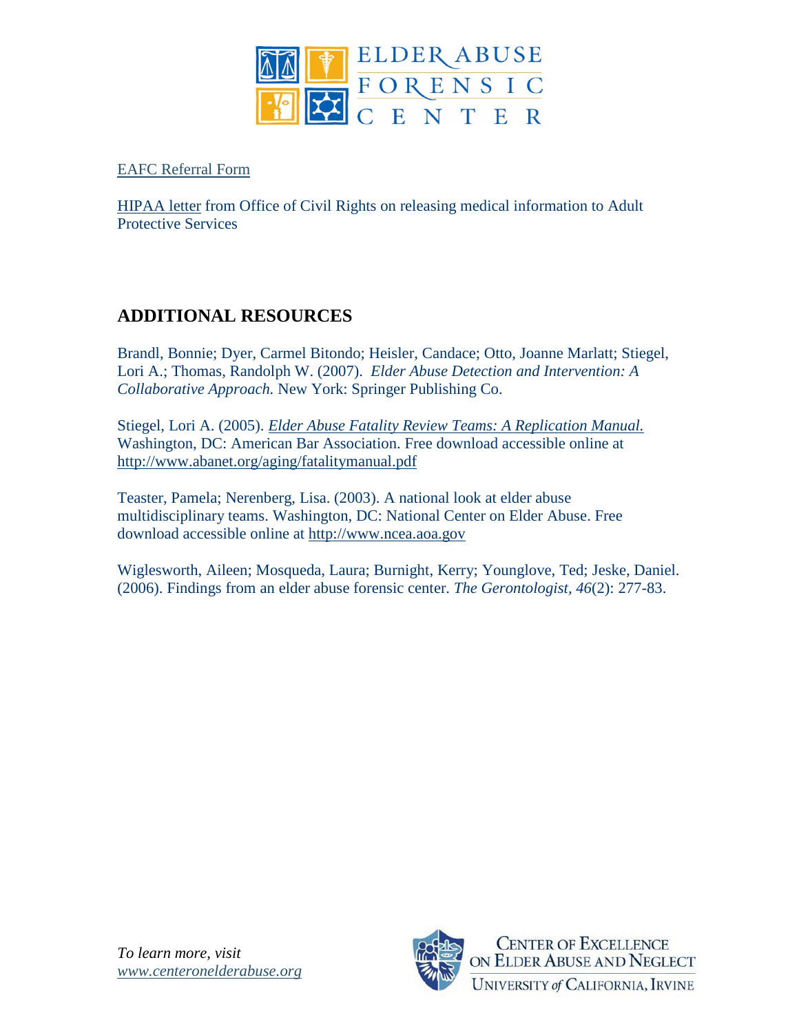EAFC Referral Form

HIPAA letter from Office of Civil Rights on releasing medical information to Adult Protective Services

## ADDITIONAL RESOURCES

Brandl, Bonnie; Dyer, Carmel Bitondo; Heisler, Candace; Otto, Joanne Marlatt; Stiegel, Lori A.; Thomas, Randolph W. (2007). *Elder Abuse Detection and Intervention: A Collaborative Approach.* New York: Springer Publishing Co.

Stiegel, Lori A. (2005). *Elder Abuse Fatality Review Teams: A Replication Manual.* Washington, DC: American Bar Association. Free download accessible online at http://www.abanet.org/aging/fatalitymanual.pdf

Teaster, Pamela; Nerenberg, Lisa. (2003). A national look at elder abuse multidisciplinary teams. Washington, DC: National Center on Elder Abuse. Free download accessible online at http://www.ncea.aoa.gov

Wiglesworth, Aileen; Mosqueda, Laura; Burnight, Kerry; Younglove, Ted; Jeske, Daniel. (2006). Findings from an elder abuse forensic center. *The Gerontologist, 46*(2): 277-83.

*To learn more, visit www.centeronelderabuse.org*